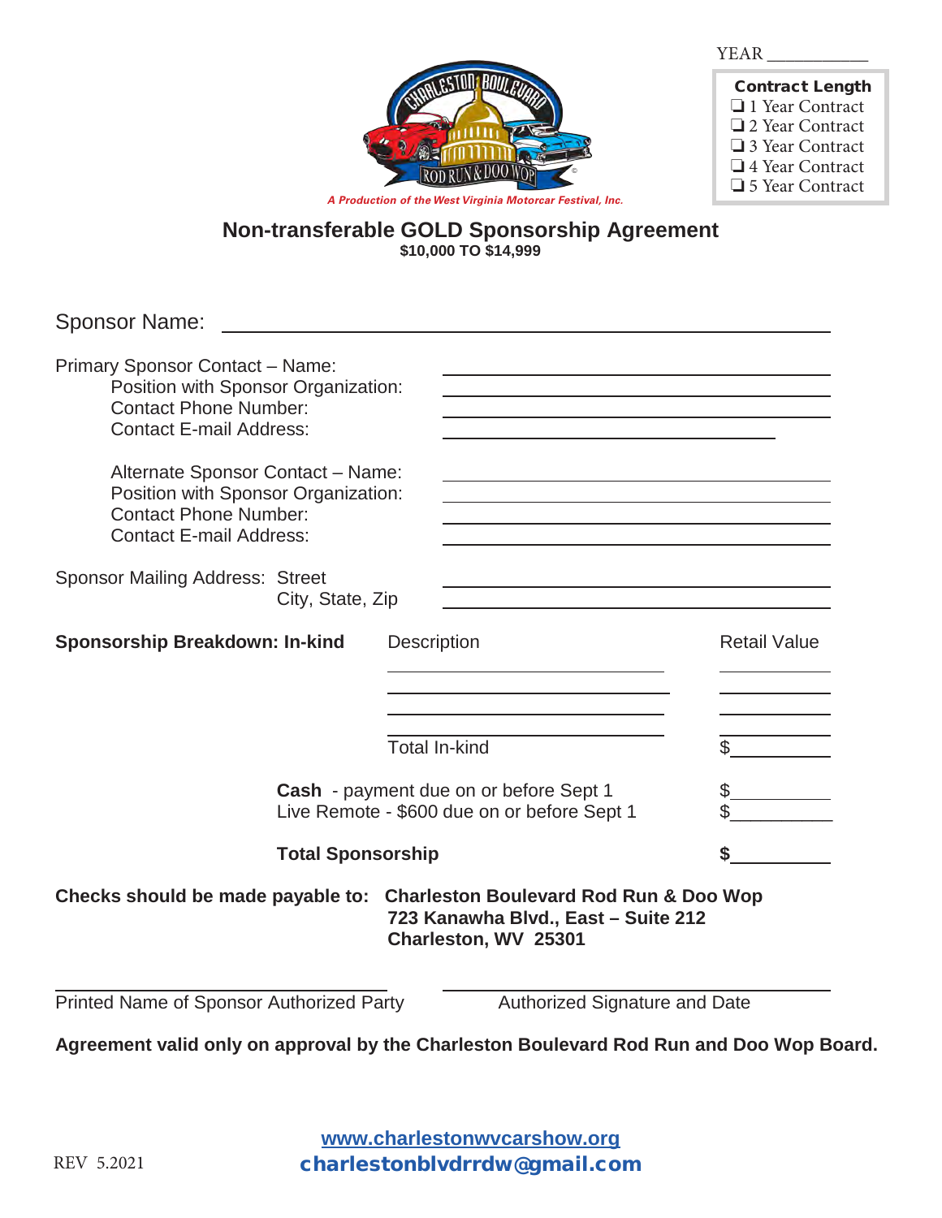YEAR ___________

**Contract Length**
- ❑ 1 Year Contract
- ❑ 2 Year Contract
- ❑ 3 Year Contract
- ❑ 4 Year Contract
- ❑ 5 Year Contract

CHARLESTON BOULEVARD ROD RUN & DOO WOP

*A Production of the West Virginia Motorcar Festival, Inc.*

## Non-transferable GOLD Sponsorship Agreement

**$10,000 TO $14,999**

Sponsor Name: ________________________________________

Primary Sponsor Contact – Name: ____________________
Position with Sponsor Organization: ____________________
Contact Phone Number: ____________________
Contact E-mail Address: ____________________

Alternate Sponsor Contact – Name: ____________________
Position with Sponsor Organization: ____________________
Contact Phone Number: ____________________
Contact E-mail Address: ____________________

Sponsor Mailing Address: Street ____________________
City, State, Zip ____________________

| **Sponsorship Breakdown: In-kind** | Description | Retail Value |
|---|---|---|
| | ____________________ | __________ |
| | ____________________ | __________ |
| | ____________________ | __________ |
| | ____________________ | __________ |
| | Total In-kind | $__________ |
| **Cash** - payment due on or before Sept 1 | | $__________ |
| Live Remote - $600 due on or before Sept 1 | | $__________ |
| **Total Sponsorship** | | **$__________** |

**Checks should be made payable to: Charleston Boulevard Rod Run & Doo Wop**
**723 Kanawha Blvd., East – Suite 212**
**Charleston, WV 25301**

____________________________ ____________________________
Printed Name of Sponsor Authorized Party Authorized Signature and Date

**Agreement valid only on approval by the Charleston Boulevard Rod Run and Doo Wop Board.**

REV 5.2021

www.charlestonwvcarshow.org
charlestonblvdrrdw@gmail.com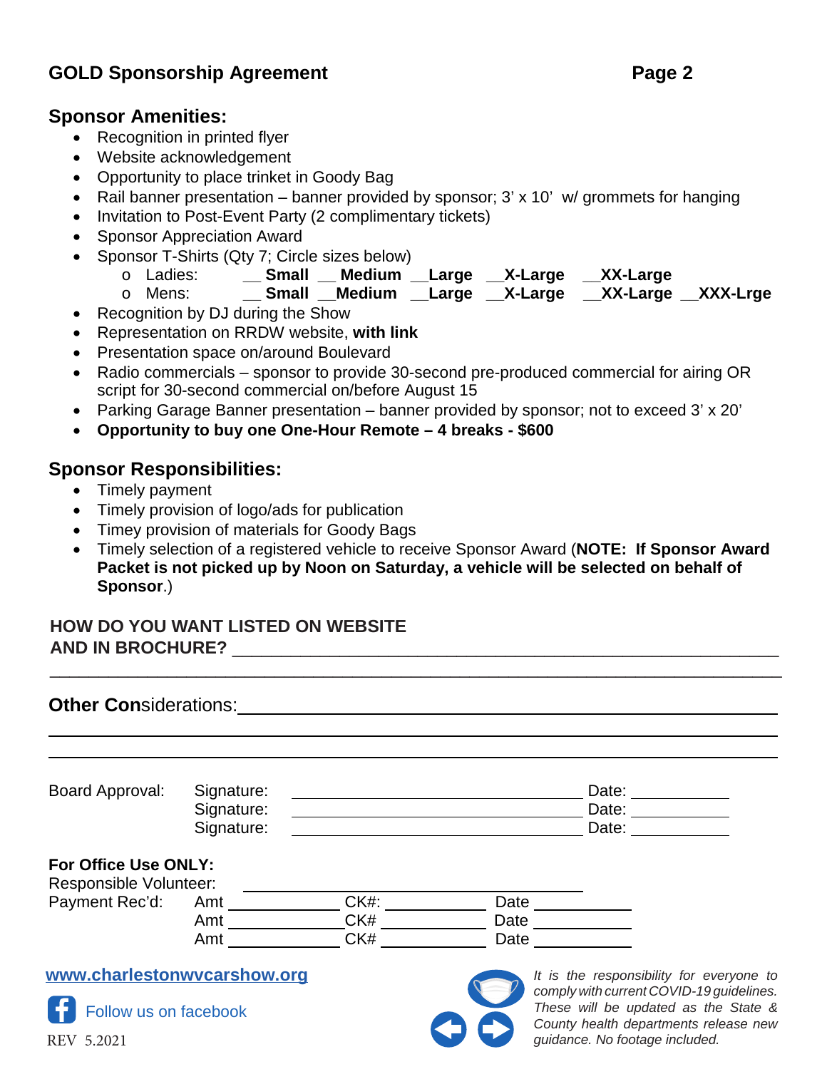## GOLD Sponsorship Agreement

### Sponsor Amenities:

- Recognition in printed flyer
- Website acknowledgement
- Opportunity to place trinket in Goody Bag
- Rail banner presentation – banner provided by sponsor; 3' x 10' w/ grommets for hanging
- Invitation to Post-Event Party (2 complimentary tickets)
- Sponsor Appreciation Award
- Sponsor T-Shirts (Qty 7; Circle sizes below)
  - Ladies: __ **Small** __ **Medium** __**Large** __**X-Large** __**XX-Large**
  - Mens: __ **Small** __**Medium** __**Large** __**X-Large** __**XX-Large** __**XXX-Lrge**
- Recognition by DJ during the Show
- Representation on RRDW website, **with link**
- Presentation space on/around Boulevard
- Radio commercials – sponsor to provide 30-second pre-produced commercial for airing OR script for 30-second commercial on/before August 15
- Parking Garage Banner presentation – banner provided by sponsor; not to exceed 3' x 20'
- **Opportunity to buy one One-Hour Remote – 4 breaks - $600**

### Sponsor Responsibilities:

- Timely payment
- Timely provision of logo/ads for publication
- Timey provision of materials for Goody Bags
- Timely selection of a registered vehicle to receive Sponsor Award (**NOTE: If Sponsor Award Packet is not picked up by Noon on Saturday, a vehicle will be selected on behalf of Sponsor**.)

**HOW DO YOU WANT LISTED ON WEBSITE AND IN BROCHURE?** ____________________________________________

____________________________________________________________

**Other Con**siderations: ____________________________________________

____________________________________________________________

____________________________________________________________

Board Approval:
Signature: ______________________________ Date: __________
Signature: ______________________________ Date: __________
Signature: ______________________________ Date: __________

**For Office Use ONLY:**

Responsible Volunteer: ______________________________

Payment Rec'd:
Amt ____________ CK#: ____________ Date ____________
Amt ____________ CK# ____________ Date ____________
Amt ____________ CK# ____________ Date ____________

**www.charlestonwvcarshow.org**

Follow us on facebook

*It is the responsibility for everyone to comply with current COVID-19 guidelines. These will be updated as the State & County health departments release new guidance. No footage included.*

REV 5.2021